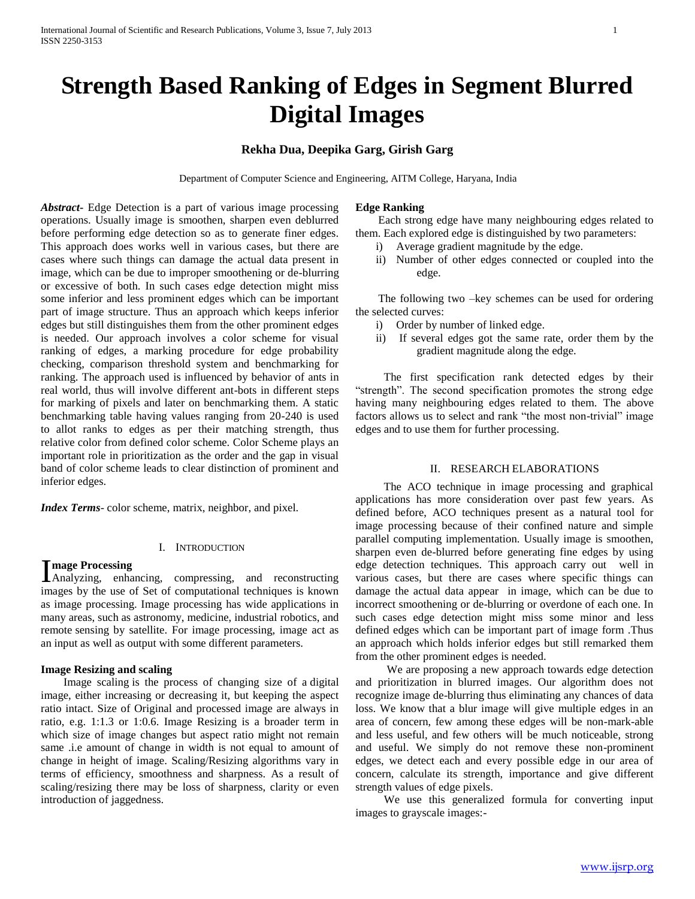# Strength Based Ranking of Edges in Segment Blurred Digital Images

**Rekha Dua, Deepika Garg, Girish Garg**

Department of Computer Science and Engineering, AITM College, Haryana, India

***Abstract*****-** Edge Detection is a part of various image processing operations. Usually image is smoothen, sharpen even deblurred before performing edge detection so as to generate finer edges. This approach does works well in various cases, but there are cases where such things can damage the actual data present in image, which can be due to improper smoothening or de-blurring or excessive of both. In such cases edge detection might miss some inferior and less prominent edges which can be important part of image structure. Thus an approach which keeps inferior edges but still distinguishes them from the other prominent edges is needed. Our approach involves a color scheme for visual ranking of edges, a marking procedure for edge probability checking, comparison threshold system and benchmarking for ranking. The approach used is influenced by behavior of ants in real world, thus will involve different ant-bots in different steps for marking of pixels and later on benchmarking them. A static benchmarking table having values ranging from 20-240 is used to allot ranks to edges as per their matching strength, thus relative color from defined color scheme. Color Scheme plays an important role in prioritization as the order and the gap in visual band of color scheme leads to clear distinction of prominent and inferior edges.

***Index Terms*****-** color scheme, matrix, neighbor, and pixel.

## I. Introduction

**Image Processing**

Analyzing, enhancing, compressing, and reconstructing images by the use of Set of computational techniques is known as image processing. Image processing has wide applications in many areas, such as astronomy, medicine, industrial robotics, and remote sensing by satellite. For image processing, image act as an input as well as output with some different parameters.

**Image Resizing and scaling**

Image scaling is the process of changing size of a digital image, either increasing or decreasing it, but keeping the aspect ratio intact. Size of Original and processed image are always in ratio, e.g. 1:1.3 or 1:0.6. Image Resizing is a broader term in which size of image changes but aspect ratio might not remain same .i.e amount of change in width is not equal to amount of change in height of image. Scaling/Resizing algorithms vary in terms of efficiency, smoothness and sharpness. As a result of scaling/resizing there may be loss of sharpness, clarity or even introduction of jaggedness.

**Edge Ranking**

Each strong edge have many neighbouring edges related to them. Each explored edge is distinguished by two parameters:

i) Average gradient magnitude by the edge.
ii) Number of other edges connected or coupled into the edge.

The following two –key schemes can be used for ordering the selected curves:

i) Order by number of linked edge.
ii) If several edges got the same rate, order them by the gradient magnitude along the edge.

The first specification rank detected edges by their "strength". The second specification promotes the strong edge having many neighbouring edges related to them. The above factors allows us to select and rank "the most non-trivial" image edges and to use them for further processing.

## II. Research Elaborations

The ACO technique in image processing and graphical applications has more consideration over past few years. As defined before, ACO techniques present as a natural tool for image processing because of their confined nature and simple parallel computing implementation. Usually image is smoothen, sharpen even de-blurred before generating fine edges by using edge detection techniques. This approach carry out well in various cases, but there are cases where specific things can damage the actual data appear in image, which can be due to incorrect smoothening or de-blurring or overdone of each one. In such cases edge detection might miss some minor and less defined edges which can be important part of image form .Thus an approach which holds inferior edges but still remarked them from the other prominent edges is needed.

We are proposing a new approach towards edge detection and prioritization in blurred images. Our algorithm does not recognize image de-blurring thus eliminating any chances of data loss. We know that a blur image will give multiple edges in an area of concern, few among these edges will be non-mark-able and less useful, and few others will be much noticeable, strong and useful. We simply do not remove these non-prominent edges, we detect each and every possible edge in our area of concern, calculate its strength, importance and give different strength values of edge pixels.

We use this generalized formula for converting input images to grayscale images:-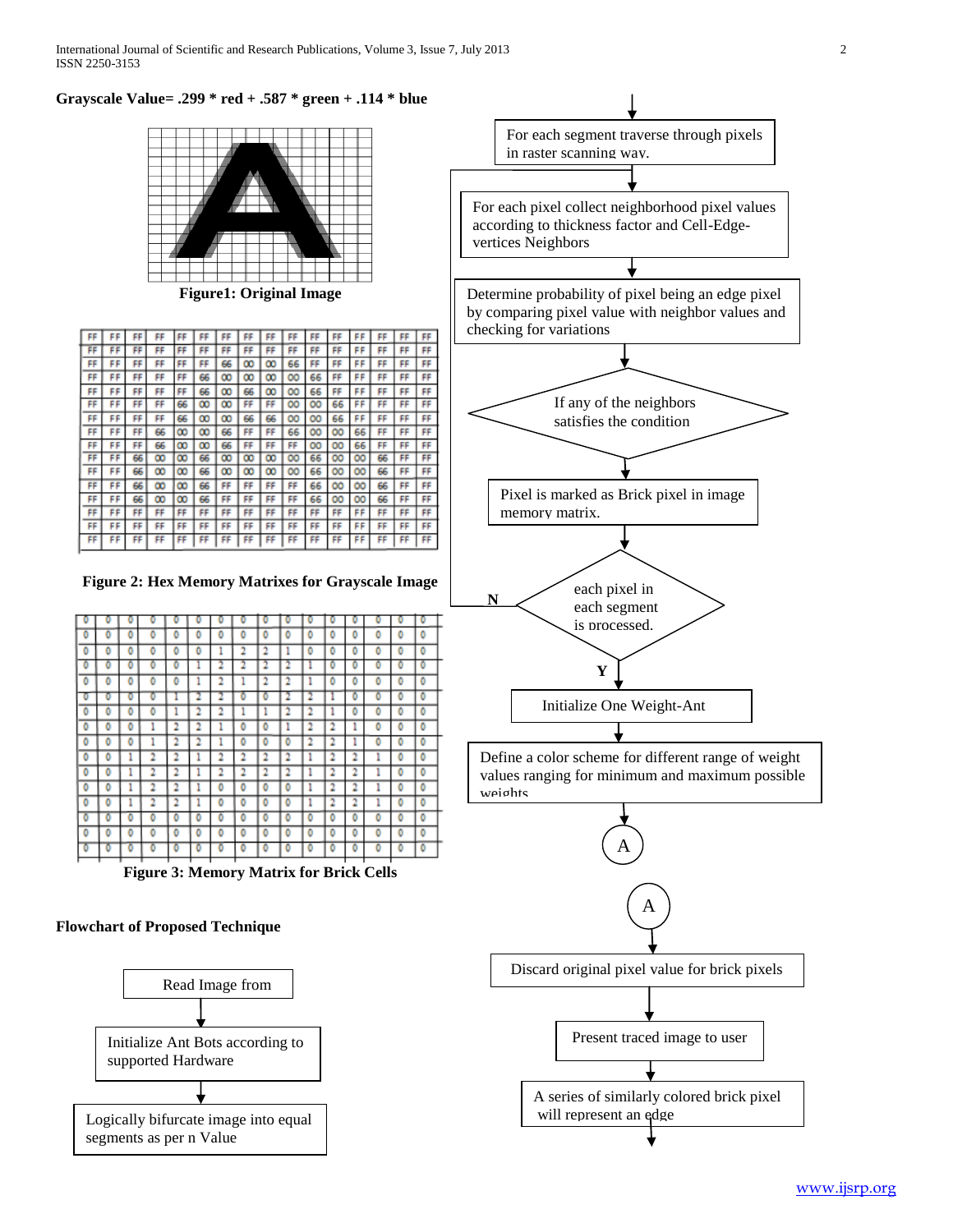**Grayscale Value= .299 * red + .587 * green + .114 * blue**

**Figure1: Original Image**

**Figure 2: Hex Memory Matrixes for Grayscale Image**

**Figure 3: Memory Matrix for Brick Cells**

**Flowchart of Proposed Technique**

Read Image from

Initialize Ant Bots according to supported Hardware

Logically bifurcate image into equal segments as per n Value

For each segment traverse through pixels in raster scanning way.

For each pixel collect neighborhood pixel values according to thickness factor and Cell-Edge-vertices Neighbors

Determine probability of pixel being an edge pixel by comparing pixel value with neighbor values and checking for variations

If any of the neighbors satisfies the condition

Pixel is marked as Brick pixel in image memory matrix.

each pixel in each segment is processed.

N

Y

Initialize One Weight-Ant

Define a color scheme for different range of weight values ranging for minimum and maximum possible weights

A

A

Discard original pixel value for brick pixels

Present traced image to user

A series of similarly colored brick pixel will represent an edge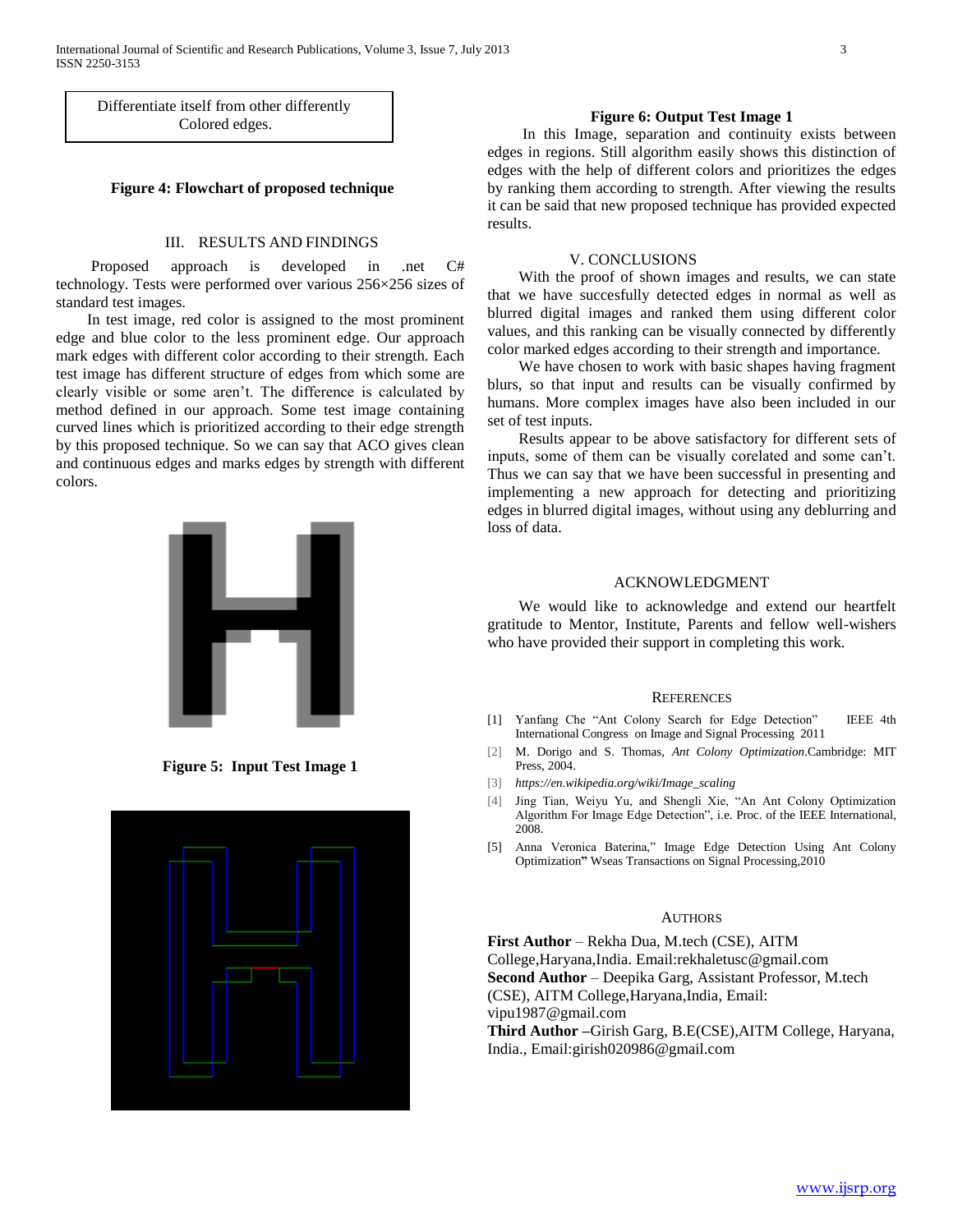Differentiate itself from other differently Colored edges.

**Figure 4: Flowchart of proposed technique**

## III. RESULTS AND FINDINGS

Proposed approach is developed in .net C# technology. Tests were performed over various 256×256 sizes of standard test images.

In test image, red color is assigned to the most prominent edge and blue color to the less prominent edge. Our approach mark edges with different color according to their strength. Each test image has different structure of edges from which some are clearly visible or some aren't. The difference is calculated by method defined in our approach. Some test image containing curved lines which is prioritized according to their edge strength by this proposed technique. So we can say that ACO gives clean and continuous edges and marks edges by strength with different colors.

**Figure 5: Input Test Image 1**

**Figure 6: Output Test Image 1**

In this Image, separation and continuity exists between edges in regions. Still algorithm easily shows this distinction of edges with the help of different colors and prioritizes the edges by ranking them according to strength. After viewing the results it can be said that new proposed technique has provided expected results.

## V. CONCLUSIONS

With the proof of shown images and results, we can state that we have succesfully detected edges in normal as well as blurred digital images and ranked them using different color values, and this ranking can be visually connected by differently color marked edges according to their strength and importance.

We have chosen to work with basic shapes having fragment blurs, so that input and results can be visually confirmed by humans. More complex images have also been included in our set of test inputs.

Results appear to be above satisfactory for different sets of inputs, some of them can be visually corelated and some can't. Thus we can say that we have been successful in presenting and implementing a new approach for detecting and prioritizing edges in blurred digital images, without using any deblurring and loss of data.

## ACKNOWLEDGMENT

We would like to acknowledge and extend our heartfelt gratitude to Mentor, Institute, Parents and fellow well-wishers who have provided their support in completing this work.

## REFERENCES

[1] Yanfang Che "Ant Colony Search for Edge Detection" IEEE 4th International Congress on Image and Signal Processing 2011

[2] M. Dorigo and S. Thomas, *Ant Colony Optimization*.Cambridge: MIT Press, 2004.

[3] *https://en.wikipedia.org/wiki/Image_scaling*

[4] Jing Tian, Weiyu Yu, and Shengli Xie, "An Ant Colony Optimization Algorithm For Image Edge Detection", i.e. Proc. of the IEEE International, 2008.

[5] Anna Veronica Baterina," Image Edge Detection Using Ant Colony Optimization" Wseas Transactions on Signal Processing,2010

## AUTHORS

**First Author** – Rekha Dua, M.tech (CSE), AITM College,Haryana,India. Email:rekhaletusc@gmail.com

**Second Author** – Deepika Garg, Assistant Professor, M.tech (CSE), AITM College,Haryana,India, Email: vipu1987@gmail.com

**Third Author** –Girish Garg, B.E(CSE),AITM College, Haryana, India., Email:girish020986@gmail.com